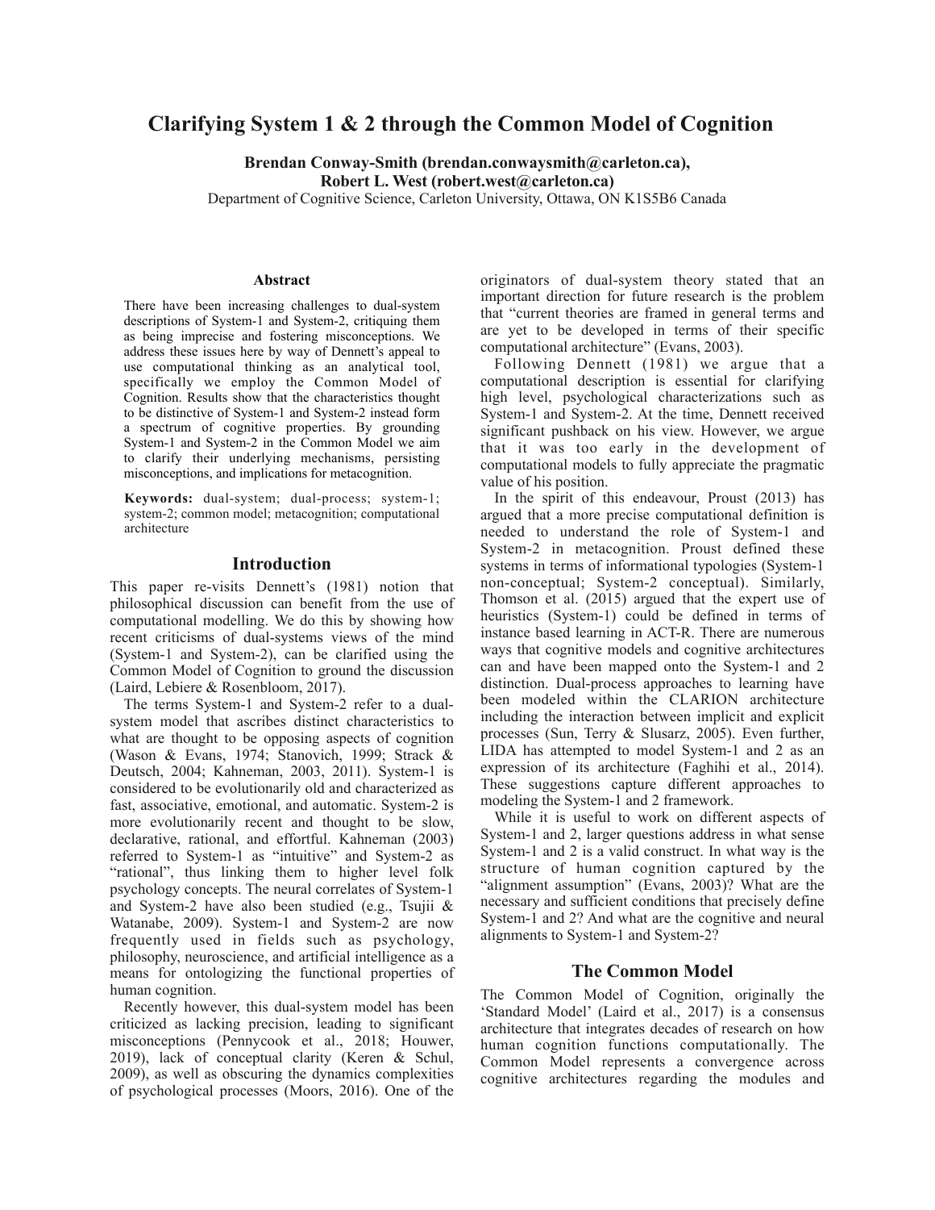# Clarifying System 1 & 2 through the Common Model of Cognition

**Brendan Conway-Smith (brendan.conwaysmith@carleton.ca),**
**Robert L. West (robert.west@carleton.ca)**
Department of Cognitive Science, Carleton University, Ottawa, ON K1S5B6 Canada

### Abstract

There have been increasing challenges to dual-system descriptions of System-1 and System-2, critiquing them as being imprecise and fostering misconceptions. We address these issues here by way of Dennett's appeal to use computational thinking as an analytical tool, specifically we employ the Common Model of Cognition. Results show that the characteristics thought to be distinctive of System-1 and System-2 instead form a spectrum of cognitive properties. By grounding System-1 and System-2 in the Common Model we aim to clarify their underlying mechanisms, persisting misconceptions, and implications for metacognition.

**Keywords:** dual-system; dual-process; system-1; system-2; common model; metacognition; computational architecture

## Introduction

This paper re-visits Dennett's (1981) notion that philosophical discussion can benefit from the use of computational modelling. We do this by showing how recent criticisms of dual-systems views of the mind (System-1 and System-2), can be clarified using the Common Model of Cognition to ground the discussion (Laird, Lebiere & Rosenbloom, 2017).

The terms System-1 and System-2 refer to a dual-system model that ascribes distinct characteristics to what are thought to be opposing aspects of cognition (Wason & Evans, 1974; Stanovich, 1999; Strack & Deutsch, 2004; Kahneman, 2003, 2011). System-1 is considered to be evolutionarily old and characterized as fast, associative, emotional, and automatic. System-2 is more evolutionarily recent and thought to be slow, declarative, rational, and effortful. Kahneman (2003) referred to System-1 as "intuitive" and System-2 as "rational", thus linking them to higher level folk psychology concepts. The neural correlates of System-1 and System-2 have also been studied (e.g., Tsujii & Watanabe, 2009). System-1 and System-2 are now frequently used in fields such as psychology, philosophy, neuroscience, and artificial intelligence as a means for ontologizing the functional properties of human cognition.

Recently however, this dual-system model has been criticized as lacking precision, leading to significant misconceptions (Pennycook et al., 2018; Houwer, 2019), lack of conceptual clarity (Keren & Schul, 2009), as well as obscuring the dynamics complexities of psychological processes (Moors, 2016). One of the originators of dual-system theory stated that an important direction for future research is the problem that "current theories are framed in general terms and are yet to be developed in terms of their specific computational architecture" (Evans, 2003).

Following Dennett (1981) we argue that a computational description is essential for clarifying high level, psychological characterizations such as System-1 and System-2. At the time, Dennett received significant pushback on his view. However, we argue that it was too early in the development of computational models to fully appreciate the pragmatic value of his position.

In the spirit of this endeavour, Proust (2013) has argued that a more precise computational definition is needed to understand the role of System-1 and System-2 in metacognition. Proust defined these systems in terms of informational typologies (System-1 non-conceptual; System-2 conceptual). Similarly, Thomson et al. (2015) argued that the expert use of heuristics (System-1) could be defined in terms of instance based learning in ACT-R. There are numerous ways that cognitive models and cognitive architectures can and have been mapped onto the System-1 and 2 distinction. Dual-process approaches to learning have been modeled within the CLARION architecture including the interaction between implicit and explicit processes (Sun, Terry & Slusarz, 2005). Even further, LIDA has attempted to model System-1 and 2 as an expression of its architecture (Faghihi et al., 2014). These suggestions capture different approaches to modeling the System-1 and 2 framework.

While it is useful to work on different aspects of System-1 and 2, larger questions address in what sense System-1 and 2 is a valid construct. In what way is the structure of human cognition captured by the "alignment assumption" (Evans, 2003)? What are the necessary and sufficient conditions that precisely define System-1 and 2? And what are the cognitive and neural alignments to System-1 and System-2?

## The Common Model

The Common Model of Cognition, originally the 'Standard Model' (Laird et al., 2017) is a consensus architecture that integrates decades of research on how human cognition functions computationally. The Common Model represents a convergence across cognitive architectures regarding the modules and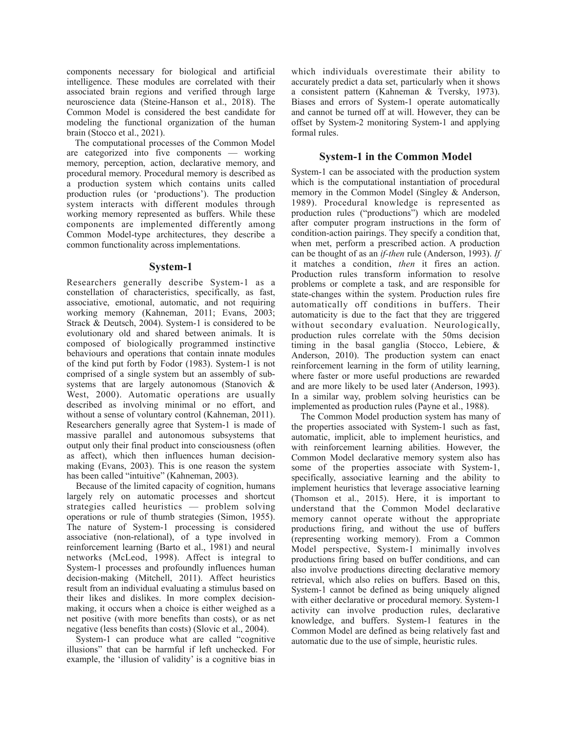components necessary for biological and artificial intelligence. These modules are correlated with their associated brain regions and verified through large neuroscience data (Steine-Hanson et al., 2018). The Common Model is considered the best candidate for modeling the functional organization of the human brain (Stocco et al., 2021).

The computational processes of the Common Model are categorized into five components — working memory, perception, action, declarative memory, and procedural memory. Procedural memory is described as a production system which contains units called production rules (or 'productions'). The production system interacts with different modules through working memory represented as buffers. While these components are implemented differently among Common Model-type architectures, they describe a common functionality across implementations.

## System-1

Researchers generally describe System-1 as a constellation of characteristics, specifically, as fast, associative, emotional, automatic, and not requiring working memory (Kahneman, 2011; Evans, 2003; Strack & Deutsch, 2004). System-1 is considered to be evolutionary old and shared between animals. It is composed of biologically programmed instinctive behaviours and operations that contain innate modules of the kind put forth by Fodor (1983). System-1 is not comprised of a single system but an assembly of sub-systems that are largely autonomous (Stanovich & West, 2000). Automatic operations are usually described as involving minimal or no effort, and without a sense of voluntary control (Kahneman, 2011). Researchers generally agree that System-1 is made of massive parallel and autonomous subsystems that output only their final product into consciousness (often as affect), which then influences human decision-making (Evans, 2003). This is one reason the system has been called "intuitive" (Kahneman, 2003).

Because of the limited capacity of cognition, humans largely rely on automatic processes and shortcut strategies called heuristics — problem solving operations or rule of thumb strategies (Simon, 1955). The nature of System-1 processing is considered associative (non-relational), of a type involved in reinforcement learning (Barto et al., 1981) and neural networks (McLeod, 1998). Affect is integral to System-1 processes and profoundly influences human decision-making (Mitchell, 2011). Affect heuristics result from an individual evaluating a stimulus based on their likes and dislikes. In more complex decision-making, it occurs when a choice is either weighed as a net positive (with more benefits than costs), or as net negative (less benefits than costs) (Slovic et al., 2004).

System-1 can produce what are called "cognitive illusions" that can be harmful if left unchecked. For example, the 'illusion of validity' is a cognitive bias in which individuals overestimate their ability to accurately predict a data set, particularly when it shows a consistent pattern (Kahneman & Tversky, 1973). Biases and errors of System-1 operate automatically and cannot be turned off at will. However, they can be offset by System-2 monitoring System-1 and applying formal rules.

## System-1 in the Common Model

System-1 can be associated with the production system which is the computational instantiation of procedural memory in the Common Model (Singley & Anderson, 1989). Procedural knowledge is represented as production rules ("productions") which are modeled after computer program instructions in the form of condition-action pairings. They specify a condition that, when met, perform a prescribed action. A production can be thought of as an *if-then* rule (Anderson, 1993). *If* it matches a condition, *then* it fires an action. Production rules transform information to resolve problems or complete a task, and are responsible for state-changes within the system. Production rules fire automatically off conditions in buffers. Their automaticity is due to the fact that they are triggered without secondary evaluation. Neurologically, production rules correlate with the 50ms decision timing in the basal ganglia (Stocco, Lebiere, & Anderson, 2010). The production system can enact reinforcement learning in the form of utility learning, where faster or more useful productions are rewarded and are more likely to be used later (Anderson, 1993). In a similar way, problem solving heuristics can be implemented as production rules (Payne et al., 1988).

The Common Model production system has many of the properties associated with System-1 such as fast, automatic, implicit, able to implement heuristics, and with reinforcement learning abilities. However, the Common Model declarative memory system also has some of the properties associate with System-1, specifically, associative learning and the ability to implement heuristics that leverage associative learning (Thomson et al., 2015). Here, it is important to understand that the Common Model declarative memory cannot operate without the appropriate productions firing, and without the use of buffers (representing working memory). From a Common Model perspective, System-1 minimally involves productions firing based on buffer conditions, and can also involve productions directing declarative memory retrieval, which also relies on buffers. Based on this, System-1 cannot be defined as being uniquely aligned with either declarative or procedural memory. System-1 activity can involve production rules, declarative knowledge, and buffers. System-1 features in the Common Model are defined as being relatively fast and automatic due to the use of simple, heuristic rules.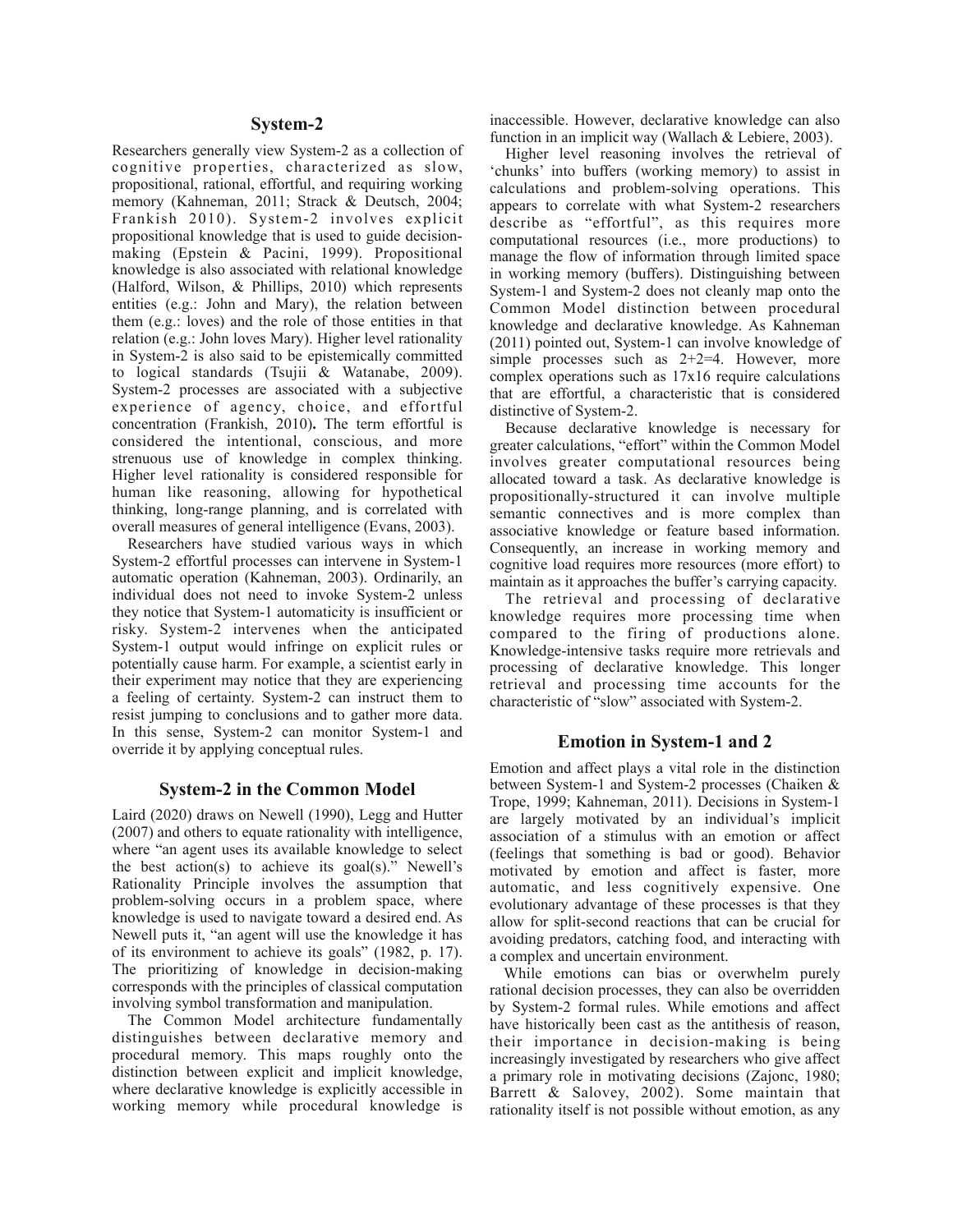## System-2

Researchers generally view System-2 as a collection of cognitive properties, characterized as slow, propositional, rational, effortful, and requiring working memory (Kahneman, 2011; Strack & Deutsch, 2004; Frankish 2010). System-2 involves explicit propositional knowledge that is used to guide decision-making (Epstein & Pacini, 1999). Propositional knowledge is also associated with relational knowledge (Halford, Wilson, & Phillips, 2010) which represents entities (e.g.: John and Mary), the relation between them (e.g.: loves) and the role of those entities in that relation (e.g.: John loves Mary). Higher level rationality in System-2 is also said to be epistemically committed to logical standards (Tsujii & Watanabe, 2009). System-2 processes are associated with a subjective experience of agency, choice, and effortful concentration (Frankish, 2010)**.** The term effortful is considered the intentional, conscious, and more strenuous use of knowledge in complex thinking. Higher level rationality is considered responsible for human like reasoning, allowing for hypothetical thinking, long-range planning, and is correlated with overall measures of general intelligence (Evans, 2003).

Researchers have studied various ways in which System-2 effortful processes can intervene in System-1 automatic operation (Kahneman, 2003). Ordinarily, an individual does not need to invoke System-2 unless they notice that System-1 automaticity is insufficient or risky. System-2 intervenes when the anticipated System-1 output would infringe on explicit rules or potentially cause harm. For example, a scientist early in their experiment may notice that they are experiencing a feeling of certainty. System-2 can instruct them to resist jumping to conclusions and to gather more data. In this sense, System-2 can monitor System-1 and override it by applying conceptual rules.

## System-2 in the Common Model

Laird (2020) draws on Newell (1990), Legg and Hutter (2007) and others to equate rationality with intelligence, where "an agent uses its available knowledge to select the best action(s) to achieve its goal(s)." Newell's Rationality Principle involves the assumption that problem-solving occurs in a problem space, where knowledge is used to navigate toward a desired end. As Newell puts it, "an agent will use the knowledge it has of its environment to achieve its goals" (1982, p. 17). The prioritizing of knowledge in decision-making corresponds with the principles of classical computation involving symbol transformation and manipulation.

The Common Model architecture fundamentally distinguishes between declarative memory and procedural memory. This maps roughly onto the distinction between explicit and implicit knowledge, where declarative knowledge is explicitly accessible in working memory while procedural knowledge is inaccessible. However, declarative knowledge can also function in an implicit way (Wallach & Lebiere, 2003).

Higher level reasoning involves the retrieval of 'chunks' into buffers (working memory) to assist in calculations and problem-solving operations. This appears to correlate with what System-2 researchers describe as "effortful", as this requires more computational resources (i.e., more productions) to manage the flow of information through limited space in working memory (buffers). Distinguishing between System-1 and System-2 does not cleanly map onto the Common Model distinction between procedural knowledge and declarative knowledge. As Kahneman (2011) pointed out, System-1 can involve knowledge of simple processes such as 2+2=4. However, more complex operations such as 17x16 require calculations that are effortful, a characteristic that is considered distinctive of System-2.

Because declarative knowledge is necessary for greater calculations, "effort" within the Common Model involves greater computational resources being allocated toward a task. As declarative knowledge is propositionally-structured it can involve multiple semantic connectives and is more complex than associative knowledge or feature based information. Consequently, an increase in working memory and cognitive load requires more resources (more effort) to maintain as it approaches the buffer's carrying capacity.

The retrieval and processing of declarative knowledge requires more processing time when compared to the firing of productions alone. Knowledge-intensive tasks require more retrievals and processing of declarative knowledge. This longer retrieval and processing time accounts for the characteristic of "slow" associated with System-2.

## Emotion in System-1 and 2

Emotion and affect plays a vital role in the distinction between System-1 and System-2 processes (Chaiken & Trope, 1999; Kahneman, 2011). Decisions in System-1 are largely motivated by an individual's implicit association of a stimulus with an emotion or affect (feelings that something is bad or good). Behavior motivated by emotion and affect is faster, more automatic, and less cognitively expensive. One evolutionary advantage of these processes is that they allow for split-second reactions that can be crucial for avoiding predators, catching food, and interacting with a complex and uncertain environment.

While emotions can bias or overwhelm purely rational decision processes, they can also be overridden by System-2 formal rules. While emotions and affect have historically been cast as the antithesis of reason, their importance in decision-making is being increasingly investigated by researchers who give affect a primary role in motivating decisions (Zajonc, 1980; Barrett & Salovey, 2002). Some maintain that rationality itself is not possible without emotion, as any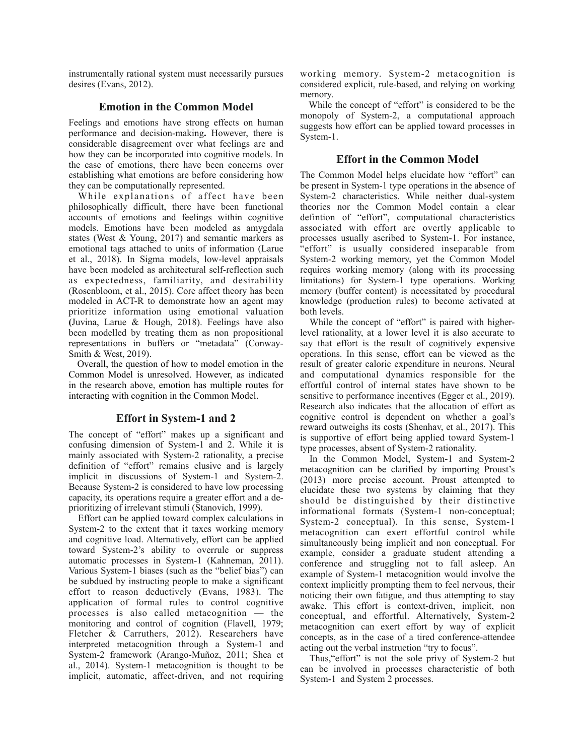instrumentally rational system must necessarily pursues desires (Evans, 2012).

## Emotion in the Common Model

Feelings and emotions have strong effects on human performance and decision-making**.** However, there is considerable disagreement over what feelings are and how they can be incorporated into cognitive models. In the case of emotions, there have been concerns over establishing what emotions are before considering how they can be computationally represented.

While explanations of affect have been philosophically difficult, there have been functional accounts of emotions and feelings within cognitive models. Emotions have been modeled as amygdala states (West & Young, 2017) and semantic markers as emotional tags attached to units of information (Larue et al., 2018). In Sigma models, low-level appraisals have been modeled as architectural self-reflection such as expectedness, familiarity, and desirability (Rosenbloom, et al., 2015). Core affect theory has been modeled in ACT-R to demonstrate how an agent may prioritize information using emotional valuation **(**Juvina, Larue & Hough, 2018). Feelings have also been modelled by treating them as non propositional representations in buffers or "metadata" (Conway-Smith & West, 2019).

Overall, the question of how to model emotion in the Common Model is unresolved. However, as indicated in the research above, emotion has multiple routes for interacting with cognition in the Common Model.

## Effort in System-1 and 2

The concept of "effort" makes up a significant and confusing dimension of System-1 and 2. While it is mainly associated with System-2 rationality, a precise definition of "effort" remains elusive and is largely implicit in discussions of System-1 and System-2. Because System-2 is considered to have low processing capacity, its operations require a greater effort and a de-prioritizing of irrelevant stimuli (Stanovich, 1999).

Effort can be applied toward complex calculations in System-2 to the extent that it taxes working memory and cognitive load. Alternatively, effort can be applied toward System-2's ability to overrule or suppress automatic processes in System-1 (Kahneman, 2011). Various System-1 biases (such as the "belief bias") can be subdued by instructing people to make a significant effort to reason deductively (Evans, 1983). The application of formal rules to control cognitive processes is also called metacognition — the monitoring and control of cognition (Flavell, 1979; Fletcher & Carruthers, 2012). Researchers have interpreted metacognition through a System-1 and System-2 framework (Arango-Muñoz, 2011; Shea et al., 2014). System-1 metacognition is thought to be implicit, automatic, affect-driven, and not requiring working memory. System-2 metacognition is considered explicit, rule-based, and relying on working memory.

While the concept of "effort" is considered to be the monopoly of System-2, a computational approach suggests how effort can be applied toward processes in System-1.

## Effort in the Common Model

The Common Model helps elucidate how "effort" can be present in System-1 type operations in the absence of System-2 characteristics. While neither dual-system theories nor the Common Model contain a clear defintion of "effort", computational characteristics associated with effort are overtly applicable to processes usually ascribed to System-1. For instance, "effort" is usually considered inseparable from System-2 working memory, yet the Common Model requires working memory (along with its processing limitations) for System-1 type operations. Working memory (buffer content) is necessitated by procedural knowledge (production rules) to become activated at both levels.

While the concept of "effort" is paired with higher-level rationality, at a lower level it is also accurate to say that effort is the result of cognitively expensive operations. In this sense, effort can be viewed as the result of greater caloric expenditure in neurons. Neural and computational dynamics responsible for the effortful control of internal states have shown to be sensitive to performance incentives (Egger et al., 2019). Research also indicates that the allocation of effort as cognitive control is dependent on whether a goal's reward outweighs its costs (Shenhav, et al., 2017). This is supportive of effort being applied toward System-1 type processes, absent of System-2 rationality.

In the Common Model, System-1 and System-2 metacognition can be clarified by importing Proust's (2013) more precise account. Proust attempted to elucidate these two systems by claiming that they should be distinguished by their distinctive informational formats (System-1 non-conceptual; System-2 conceptual). In this sense, System-1 metacognition can exert effortful control while simultaneously being implicit and non conceptual. For example, consider a graduate student attending a conference and struggling not to fall asleep. An example of System-1 metacognition would involve the context implicitly prompting them to feel nervous, their noticing their own fatigue, and thus attempting to stay awake. This effort is context-driven, implicit, non conceptual, and effortful. Alternatively, System-2 metacognition can exert effort by way of explicit concepts, as in the case of a tired conference-attendee acting out the verbal instruction "try to focus".

Thus,"effort" is not the sole privy of System-2 but can be involved in processes characteristic of both System-1 and System 2 processes.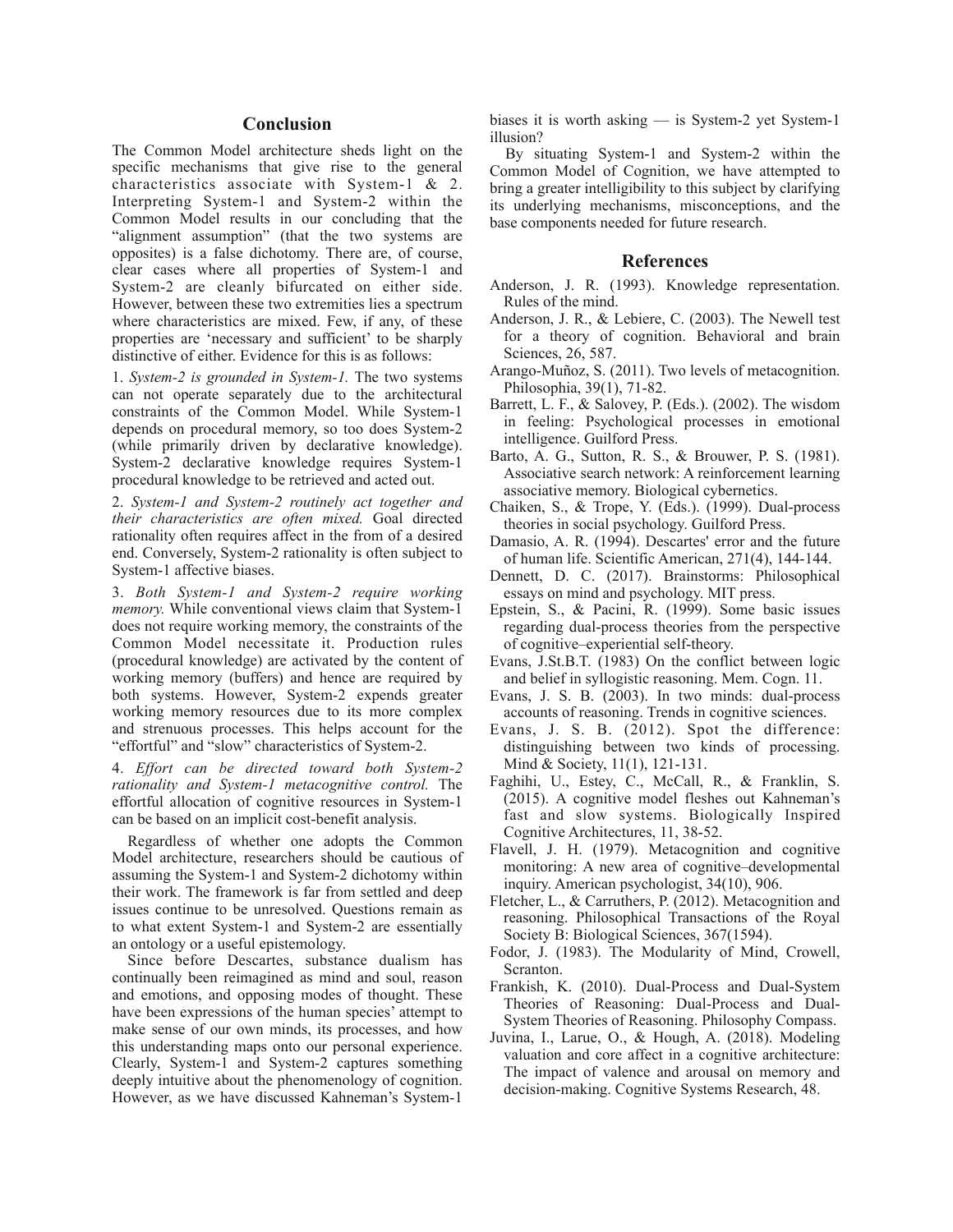## Conclusion

The Common Model architecture sheds light on the specific mechanisms that give rise to the general characteristics associate with System-1 & 2. Interpreting System-1 and System-2 within the Common Model results in our concluding that the "alignment assumption" (that the two systems are opposites) is a false dichotomy. There are, of course, clear cases where all properties of System-1 and System-2 are cleanly bifurcated on either side. However, between these two extremities lies a spectrum where characteristics are mixed. Few, if any, of these properties are 'necessary and sufficient' to be sharply distinctive of either. Evidence for this is as follows:

1. *System-2 is grounded in System-1.* The two systems can not operate separately due to the architectural constraints of the Common Model. While System-1 depends on procedural memory, so too does System-2 (while primarily driven by declarative knowledge). System-2 declarative knowledge requires System-1 procedural knowledge to be retrieved and acted out.

2. *System-1 and System-2 routinely act together and their characteristics are often mixed.* Goal directed rationality often requires affect in the from of a desired end. Conversely, System-2 rationality is often subject to System-1 affective biases.

3. *Both System-1 and System-2 require working memory.* While conventional views claim that System-1 does not require working memory, the constraints of the Common Model necessitate it. Production rules (procedural knowledge) are activated by the content of working memory (buffers) and hence are required by both systems. However, System-2 expends greater working memory resources due to its more complex and strenuous processes. This helps account for the "effortful" and "slow" characteristics of System-2.

4. *Effort can be directed toward both System-2 rationality and System-1 metacognitive control.* The effortful allocation of cognitive resources in System-1 can be based on an implicit cost-benefit analysis.

Regardless of whether one adopts the Common Model architecture, researchers should be cautious of assuming the System-1 and System-2 dichotomy within their work. The framework is far from settled and deep issues continue to be unresolved. Questions remain as to what extent System-1 and System-2 are essentially an ontology or a useful epistemology.

Since before Descartes, substance dualism has continually been reimagined as mind and soul, reason and emotions, and opposing modes of thought. These have been expressions of the human species' attempt to make sense of our own minds, its processes, and how this understanding maps onto our personal experience. Clearly, System-1 and System-2 captures something deeply intuitive about the phenomenology of cognition. However, as we have discussed Kahneman's System-1 biases it is worth asking — is System-2 yet System-1 illusion?

By situating System-1 and System-2 within the Common Model of Cognition, we have attempted to bring a greater intelligibility to this subject by clarifying its underlying mechanisms, misconceptions, and the base components needed for future research.

## References

Anderson, J. R. (1993). Knowledge representation. Rules of the mind.

Anderson, J. R., & Lebiere, C. (2003). The Newell test for a theory of cognition. Behavioral and brain Sciences, 26, 587.

Arango-Muñoz, S. (2011). Two levels of metacognition. Philosophia, 39(1), 71-82.

Barrett, L. F., & Salovey, P. (Eds.). (2002). The wisdom in feeling: Psychological processes in emotional intelligence. Guilford Press.

Barto, A. G., Sutton, R. S., & Brouwer, P. S. (1981). Associative search network: A reinforcement learning associative memory. Biological cybernetics.

Chaiken, S., & Trope, Y. (Eds.). (1999). Dual-process theories in social psychology. Guilford Press.

Damasio, A. R. (1994). Descartes' error and the future of human life. Scientific American, 271(4), 144-144.

Dennett, D. C. (2017). Brainstorms: Philosophical essays on mind and psychology. MIT press.

Epstein, S., & Pacini, R. (1999). Some basic issues regarding dual-process theories from the perspective of cognitive–experiential self-theory.

Evans, J.St.B.T. (1983) On the conflict between logic and belief in syllogistic reasoning. Mem. Cogn. 11.

Evans, J. S. B. (2003). In two minds: dual-process accounts of reasoning. Trends in cognitive sciences.

Evans, J. S. B. (2012). Spot the difference: distinguishing between two kinds of processing. Mind & Society, 11(1), 121-131.

Faghihi, U., Estey, C., McCall, R., & Franklin, S. (2015). A cognitive model fleshes out Kahneman's fast and slow systems. Biologically Inspired Cognitive Architectures, 11, 38-52.

Flavell, J. H. (1979). Metacognition and cognitive monitoring: A new area of cognitive–developmental inquiry. American psychologist, 34(10), 906.

Fletcher, L., & Carruthers, P. (2012). Metacognition and reasoning. Philosophical Transactions of the Royal Society B: Biological Sciences, 367(1594).

Fodor, J. (1983). The Modularity of Mind, Crowell, Scranton.

Frankish, K. (2010). Dual-Process and Dual-System Theories of Reasoning: Dual-Process and Dual-System Theories of Reasoning. Philosophy Compass.

Juvina, I., Larue, O., & Hough, A. (2018). Modeling valuation and core affect in a cognitive architecture: The impact of valence and arousal on memory and decision-making. Cognitive Systems Research, 48.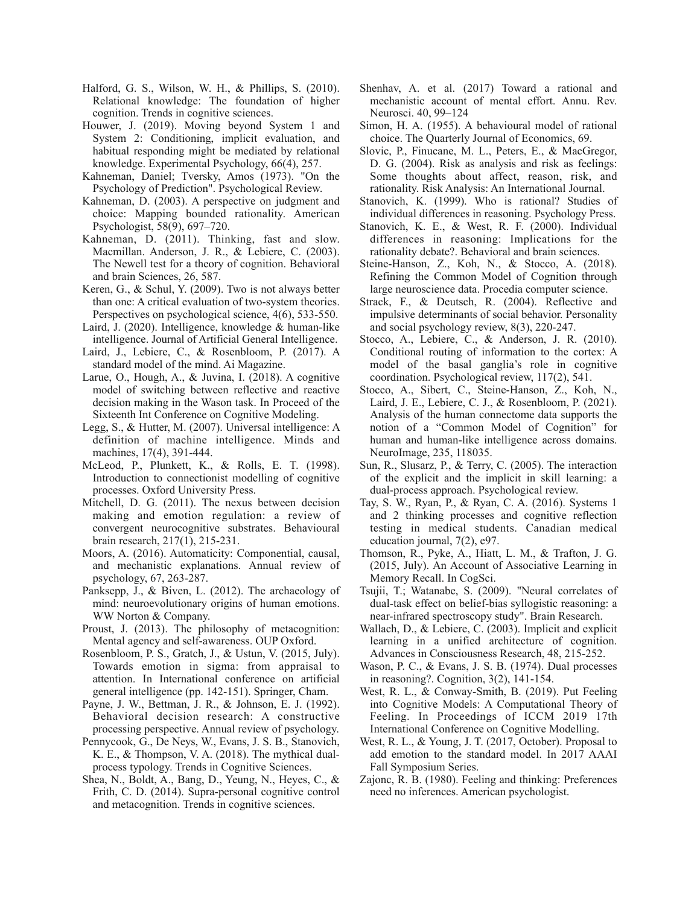Halford, G. S., Wilson, W. H., & Phillips, S. (2010). Relational knowledge: The foundation of higher cognition. Trends in cognitive sciences.

Houwer, J. (2019). Moving beyond System 1 and System 2: Conditioning, implicit evaluation, and habitual responding might be mediated by relational knowledge. Experimental Psychology, 66(4), 257.

Kahneman, Daniel; Tversky, Amos (1973). "On the Psychology of Prediction". Psychological Review.

Kahneman, D. (2003). A perspective on judgment and choice: Mapping bounded rationality. American Psychologist, 58(9), 697–720.

Kahneman, D. (2011). Thinking, fast and slow. Macmillan. Anderson, J. R., & Lebiere, C. (2003). The Newell test for a theory of cognition. Behavioral and brain Sciences, 26, 587.

Keren, G., & Schul, Y. (2009). Two is not always better than one: A critical evaluation of two-system theories. Perspectives on psychological science, 4(6), 533-550.

Laird, J. (2020). Intelligence, knowledge & human-like intelligence. Journal of Artificial General Intelligence.

Laird, J., Lebiere, C., & Rosenbloom, P. (2017). A standard model of the mind. Ai Magazine.

Larue, O., Hough, A., & Juvina, I. (2018). A cognitive model of switching between reflective and reactive decision making in the Wason task. In Proceed of the Sixteenth Int Conference on Cognitive Modeling.

Legg, S., & Hutter, M. (2007). Universal intelligence: A definition of machine intelligence. Minds and machines, 17(4), 391-444.

McLeod, P., Plunkett, K., & Rolls, E. T. (1998). Introduction to connectionist modelling of cognitive processes. Oxford University Press.

Mitchell, D. G. (2011). The nexus between decision making and emotion regulation: a review of convergent neurocognitive substrates. Behavioural brain research, 217(1), 215-231.

Moors, A. (2016). Automaticity: Componential, causal, and mechanistic explanations. Annual review of psychology, 67, 263-287.

Panksepp, J., & Biven, L. (2012). The archaeology of mind: neuroevolutionary origins of human emotions. WW Norton & Company.

Proust, J. (2013). The philosophy of metacognition: Mental agency and self-awareness. OUP Oxford.

Rosenbloom, P. S., Gratch, J., & Ustun, V. (2015, July). Towards emotion in sigma: from appraisal to attention. In International conference on artificial general intelligence (pp. 142-151). Springer, Cham.

Payne, J. W., Bettman, J. R., & Johnson, E. J. (1992). Behavioral decision research: A constructive processing perspective. Annual review of psychology.

Pennycook, G., De Neys, W., Evans, J. S. B., Stanovich, K. E., & Thompson, V. A. (2018). The mythical dual-process typology. Trends in Cognitive Sciences.

Shea, N., Boldt, A., Bang, D., Yeung, N., Heyes, C., & Frith, C. D. (2014). Supra-personal cognitive control and metacognition. Trends in cognitive sciences.

Shenhav, A. et al. (2017) Toward a rational and mechanistic account of mental effort. Annu. Rev. Neurosci. 40, 99–124

Simon, H. A. (1955). A behavioural model of rational choice. The Quarterly Journal of Economics, 69.

Slovic, P., Finucane, M. L., Peters, E., & MacGregor, D. G. (2004). Risk as analysis and risk as feelings: Some thoughts about affect, reason, risk, and rationality. Risk Analysis: An International Journal.

Stanovich, K. (1999). Who is rational? Studies of individual differences in reasoning. Psychology Press.

Stanovich, K. E., & West, R. F. (2000). Individual differences in reasoning: Implications for the rationality debate?. Behavioral and brain sciences.

Steine-Hanson, Z., Koh, N., & Stocco, A. (2018). Refining the Common Model of Cognition through large neuroscience data. Procedia computer science.

Strack, F., & Deutsch, R. (2004). Reflective and impulsive determinants of social behavior. Personality and social psychology review, 8(3), 220-247.

Stocco, A., Lebiere, C., & Anderson, J. R. (2010). Conditional routing of information to the cortex: A model of the basal ganglia's role in cognitive coordination. Psychological review, 117(2), 541.

Stocco, A., Sibert, C., Steine-Hanson, Z., Koh, N., Laird, J. E., Lebiere, C. J., & Rosenbloom, P. (2021). Analysis of the human connectome data supports the notion of a "Common Model of Cognition" for human and human-like intelligence across domains. NeuroImage, 235, 118035.

Sun, R., Slusarz, P., & Terry, C. (2005). The interaction of the explicit and the implicit in skill learning: a dual-process approach. Psychological review.

Tay, S. W., Ryan, P., & Ryan, C. A. (2016). Systems 1 and 2 thinking processes and cognitive reflection testing in medical students. Canadian medical education journal, 7(2), e97.

Thomson, R., Pyke, A., Hiatt, L. M., & Trafton, J. G. (2015, July). An Account of Associative Learning in Memory Recall. In CogSci.

Tsujii, T.; Watanabe, S. (2009). "Neural correlates of dual-task effect on belief-bias syllogistic reasoning: a near-infrared spectroscopy study". Brain Research.

Wallach, D., & Lebiere, C. (2003). Implicit and explicit learning in a unified architecture of cognition. Advances in Consciousness Research, 48, 215-252.

Wason, P. C., & Evans, J. S. B. (1974). Dual processes in reasoning?. Cognition, 3(2), 141-154.

West, R. L., & Conway-Smith, B. (2019). Put Feeling into Cognitive Models: A Computational Theory of Feeling. In Proceedings of ICCM 2019 17th International Conference on Cognitive Modelling.

West, R. L., & Young, J. T. (2017, October). Proposal to add emotion to the standard model. In 2017 AAAI Fall Symposium Series.

Zajonc, R. B. (1980). Feeling and thinking: Preferences need no inferences. American psychologist.